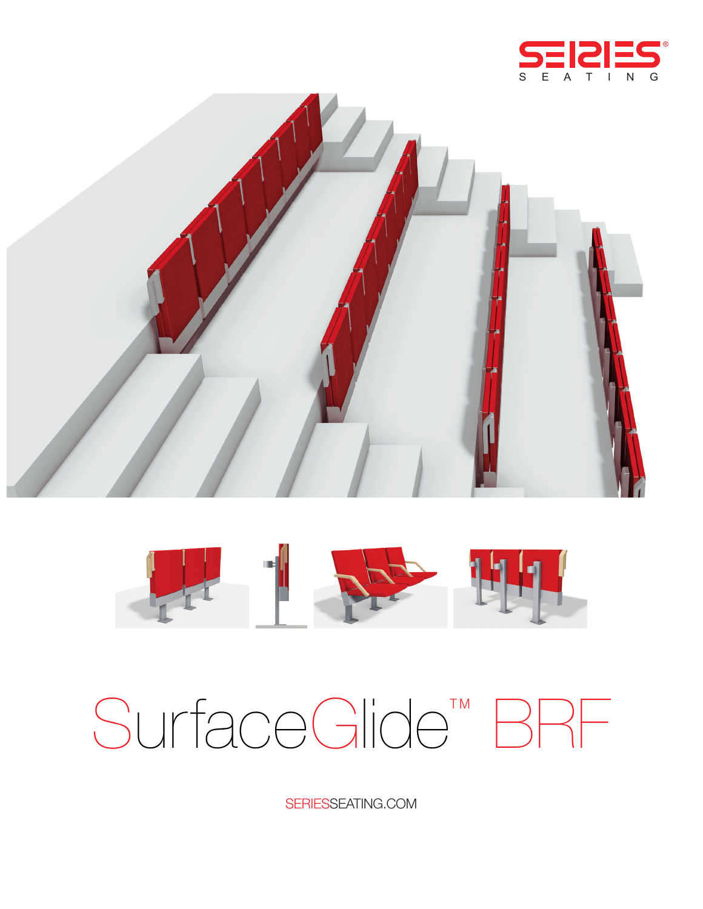SERIES SEATING

# SurfaceGlide™ BRF

SERIESSEATING.COM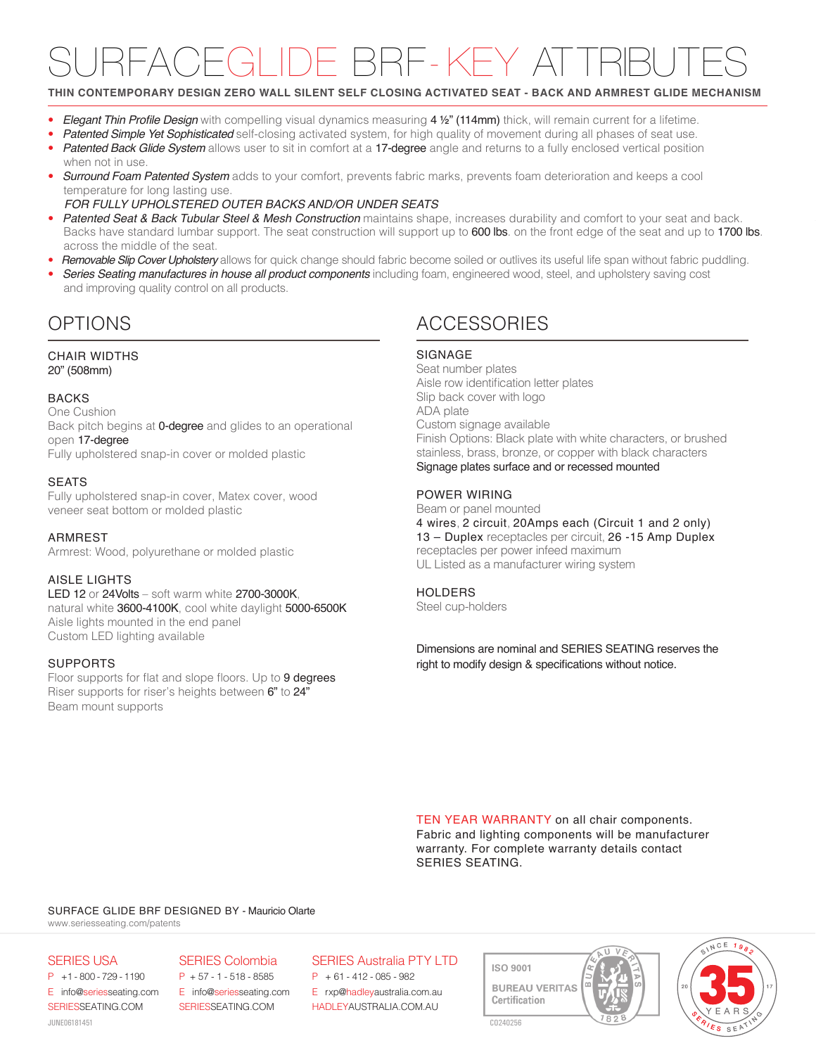# SURFACEGLIDE BRF- KEY ATTRIBUTES

**THIN CONTEMPORARY DESIGN ZERO WALL SILENT SELF CLOSING ACTIVATED SEAT - BACK AND ARMREST GLIDE MECHANISM**

- *Elegant Thin Profile Design* with compelling visual dynamics measuring 4 ½" (114mm) thick, will remain current for a lifetime.
- *Patented Simple Yet Sophisticated* self-closing activated system, for high quality of movement during all phases of seat use.
- *Patented Back Glide System* allows user to sit in comfort at a 17-degree angle and returns to a fully enclosed vertical position when not in use.
- *Surround Foam Patented System* adds to your comfort, prevents fabric marks, prevents foam deterioration and keeps a cool temperature for long lasting use.
  *FOR FULLY UPHOLSTERED OUTER BACKS AND/OR UNDER SEATS*
- *Patented Seat & Back Tubular Steel & Mesh Construction* maintains shape, increases durability and comfort to your seat and back. Backs have standard lumbar support. The seat construction will support up to 600 lbs. on the front edge of the seat and up to 1700 lbs. across the middle of the seat.
- *Removable Slip Cover Upholstery* allows for quick change should fabric become soiled or outlives its useful life span without fabric puddling.
- *Series Seating manufactures in house all product components* including foam, engineered wood, steel, and upholstery saving cost and improving quality control on all products.

## OPTIONS

### CHAIR WIDTHS
20" (508mm)

### BACKS
One Cushion
Back pitch begins at 0-degree and glides to an operational open 17-degree
Fully upholstered snap-in cover or molded plastic

### SEATS
Fully upholstered snap-in cover, Matex cover, wood veneer seat bottom or molded plastic

### ARMREST
Armrest: Wood, polyurethane or molded plastic

### AISLE LIGHTS
LED 12 or 24Volts – soft warm white 2700-3000K, natural white 3600-4100K, cool white daylight 5000-6500K
Aisle lights mounted in the end panel
Custom LED lighting available

### SUPPORTS
Floor supports for flat and slope floors. Up to 9 degrees
Riser supports for riser's heights between 6" to 24"
Beam mount supports

## ACCESSORIES

### SIGNAGE
Seat number plates
Aisle row identification letter plates
Slip back cover with logo
ADA plate
Custom signage available
Finish Options: Black plate with white characters, or brushed stainless, brass, bronze, or copper with black characters
Signage plates surface and or recessed mounted

### POWER WIRING
Beam or panel mounted
4 wires, 2 circuit, 20Amps each (Circuit 1 and 2 only)
13 – Duplex receptacles per circuit, 26 -15 Amp Duplex receptacles per power infeed maximum
UL Listed as a manufacturer wiring system

### HOLDERS
Steel cup-holders

Dimensions are nominal and SERIES SEATING reserves the right to modify design & specifications without notice.

TEN YEAR WARRANTY on all chair components. Fabric and lighting components will be manufacturer warranty. For complete warranty details contact SERIES SEATING.

SURFACE GLIDE BRF DESIGNED BY - Mauricio Olarte
www.seriesseating.com/patents

**SERIES USA**
P +1 - 800 - 729 - 1190
E info@seriesseating.com
SERIESSEATING.COM

**SERIES Colombia**
P + 57 - 1 - 518 - 8585
E info@seriesseating.com
SERIESSEATING.COM

**SERIES Australia PTY LTD**
P + 61 - 412 - 085 - 982
E rxp@hadleyaustralia.com.au
HADLEYAUSTRALIA.COM.AU

ISO 9001
BUREAU VERITAS Certification
C0240256

SINCE 1982 35 YEARS SERIES SEATING 2017

JUNE06181451